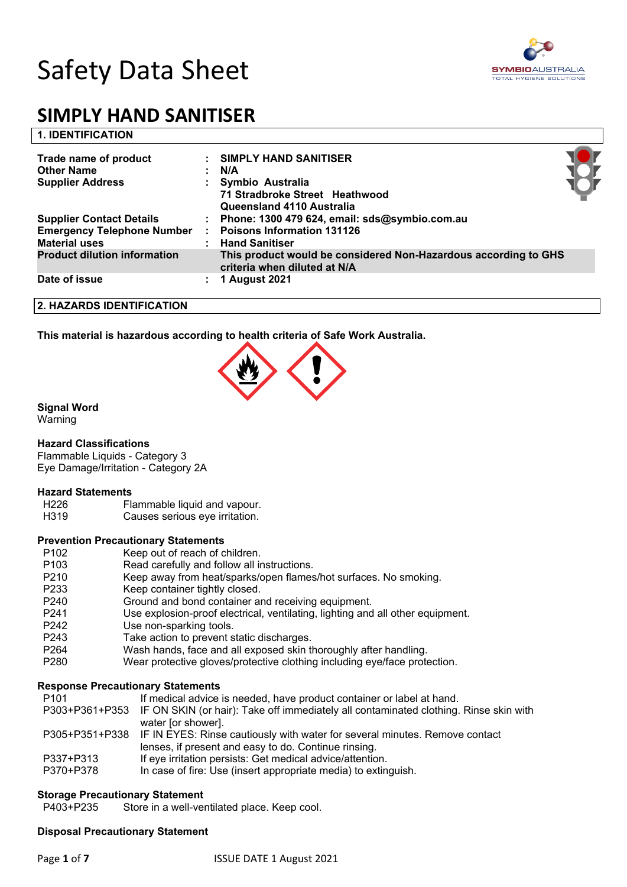# Safety Data Sheet

# SIMPLY HAND SANITISER

## 1. IDENTIFICATION

| | | |
|---|---|---|
| **Trade name of product** | : | **SIMPLY HAND SANITISER** |
| **Other Name** | : | **N/A** |
| **Supplier Address** | : | **Symbio Australia**<br>**71 Stradbroke Street Heathwood**<br>**Queensland 4110 Australia** |
| **Supplier Contact Details** | : | **Phone: 1300 479 624, email: sds@symbio.com.au** |
| **Emergency Telephone Number** | : | **Poisons Information 131126** |
| **Material uses** | : | **Hand Sanitiser** |
| **Product dilution information** | | **This product would be considered Non-Hazardous according to GHS criteria when diluted at N/A** |
| **Date of issue** | : | **1 August 2021** |

## 2. HAZARDS IDENTIFICATION

**This material is hazardous according to health criteria of Safe Work Australia.**

**Signal Word**
Warning

**Hazard Classifications**
Flammable Liquids - Category 3
Eye Damage/Irritation - Category 2A

**Hazard Statements**

| | |
|---|---|
| H226 | Flammable liquid and vapour. |
| H319 | Causes serious eye irritation. |

**Prevention Precautionary Statements**

| | |
|---|---|
| P102 | Keep out of reach of children. |
| P103 | Read carefully and follow all instructions. |
| P210 | Keep away from heat/sparks/open flames/hot surfaces. No smoking. |
| P233 | Keep container tightly closed. |
| P240 | Ground and bond container and receiving equipment. |
| P241 | Use explosion-proof electrical, ventilating, lighting and all other equipment. |
| P242 | Use non-sparking tools. |
| P243 | Take action to prevent static discharges. |
| P264 | Wash hands, face and all exposed skin thoroughly after handling. |
| P280 | Wear protective gloves/protective clothing including eye/face protection. |

**Response Precautionary Statements**

| | |
|---|---|
| P101 | If medical advice is needed, have product container or label at hand. |
| P303+P361+P353 | IF ON SKIN (or hair): Take off immediately all contaminated clothing. Rinse skin with water [or shower]. |
| P305+P351+P338 | IF IN EYES: Rinse cautiously with water for several minutes. Remove contact lenses, if present and easy to do. Continue rinsing. |
| P337+P313 | If eye irritation persists: Get medical advice/attention. |
| P370+P378 | In case of fire: Use (insert appropriate media) to extinguish. |

**Storage Precautionary Statement**

| | |
|---|---|
| P403+P235 | Store in a well-ventilated place. Keep cool. |

**Disposal Precautionary Statement**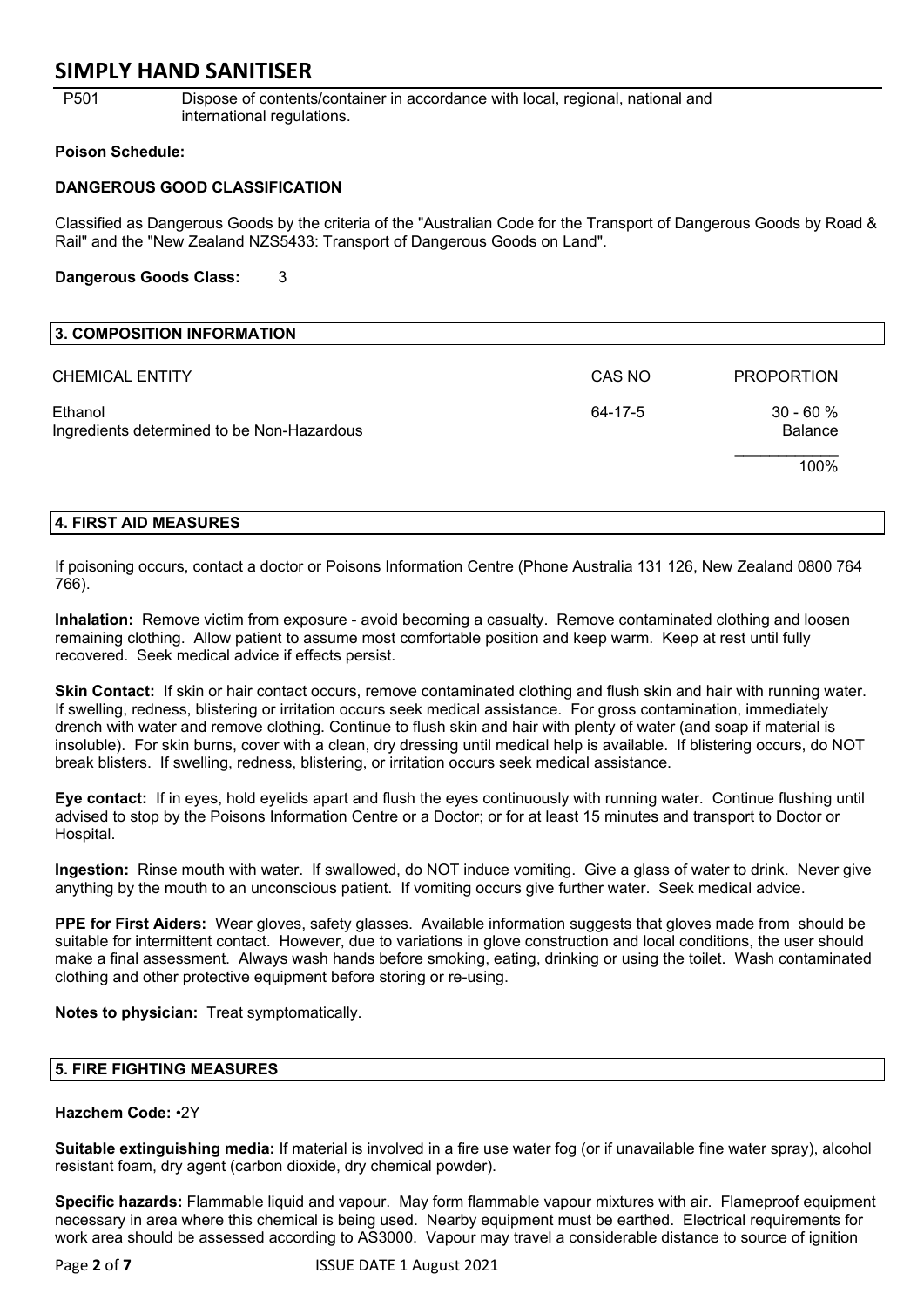| P501 | Dispose of contents/container in accordance with local, regional, national and international regulations. |
|---|---|

**Poison Schedule:**

**DANGEROUS GOOD CLASSIFICATION**

Classified as Dangerous Goods by the criteria of the "Australian Code for the Transport of Dangerous Goods by Road & Rail" and the "New Zealand NZS5433: Transport of Dangerous Goods on Land".

**Dangerous Goods Class:** 3

## 3. COMPOSITION INFORMATION

| CHEMICAL ENTITY | CAS NO | PROPORTION |
|---|---|---|
| Ethanol | 64-17-5 | 30 - 60 % |
| Ingredients determined to be Non-Hazardous | | Balance |
| | | 100% |

## 4. FIRST AID MEASURES

If poisoning occurs, contact a doctor or Poisons Information Centre (Phone Australia 131 126, New Zealand 0800 764 766).

**Inhalation:** Remove victim from exposure - avoid becoming a casualty. Remove contaminated clothing and loosen remaining clothing. Allow patient to assume most comfortable position and keep warm. Keep at rest until fully recovered. Seek medical advice if effects persist.

**Skin Contact:** If skin or hair contact occurs, remove contaminated clothing and flush skin and hair with running water. If swelling, redness, blistering or irritation occurs seek medical assistance. For gross contamination, immediately drench with water and remove clothing. Continue to flush skin and hair with plenty of water (and soap if material is insoluble). For skin burns, cover with a clean, dry dressing until medical help is available. If blistering occurs, do NOT break blisters. If swelling, redness, blistering, or irritation occurs seek medical assistance.

**Eye contact:** If in eyes, hold eyelids apart and flush the eyes continuously with running water. Continue flushing until advised to stop by the Poisons Information Centre or a Doctor; or for at least 15 minutes and transport to Doctor or Hospital.

**Ingestion:** Rinse mouth with water. If swallowed, do NOT induce vomiting. Give a glass of water to drink. Never give anything by the mouth to an unconscious patient. If vomiting occurs give further water. Seek medical advice.

**PPE for First Aiders:** Wear gloves, safety glasses. Available information suggests that gloves made from should be suitable for intermittent contact. However, due to variations in glove construction and local conditions, the user should make a final assessment. Always wash hands before smoking, eating, drinking or using the toilet. Wash contaminated clothing and other protective equipment before storing or re-using.

**Notes to physician:** Treat symptomatically.

## 5. FIRE FIGHTING MEASURES

**Hazchem Code:** •2Y

**Suitable extinguishing media:** If material is involved in a fire use water fog (or if unavailable fine water spray), alcohol resistant foam, dry agent (carbon dioxide, dry chemical powder).

**Specific hazards:** Flammable liquid and vapour. May form flammable vapour mixtures with air. Flameproof equipment necessary in area where this chemical is being used. Nearby equipment must be earthed. Electrical requirements for work area should be assessed according to AS3000. Vapour may travel a considerable distance to source of ignition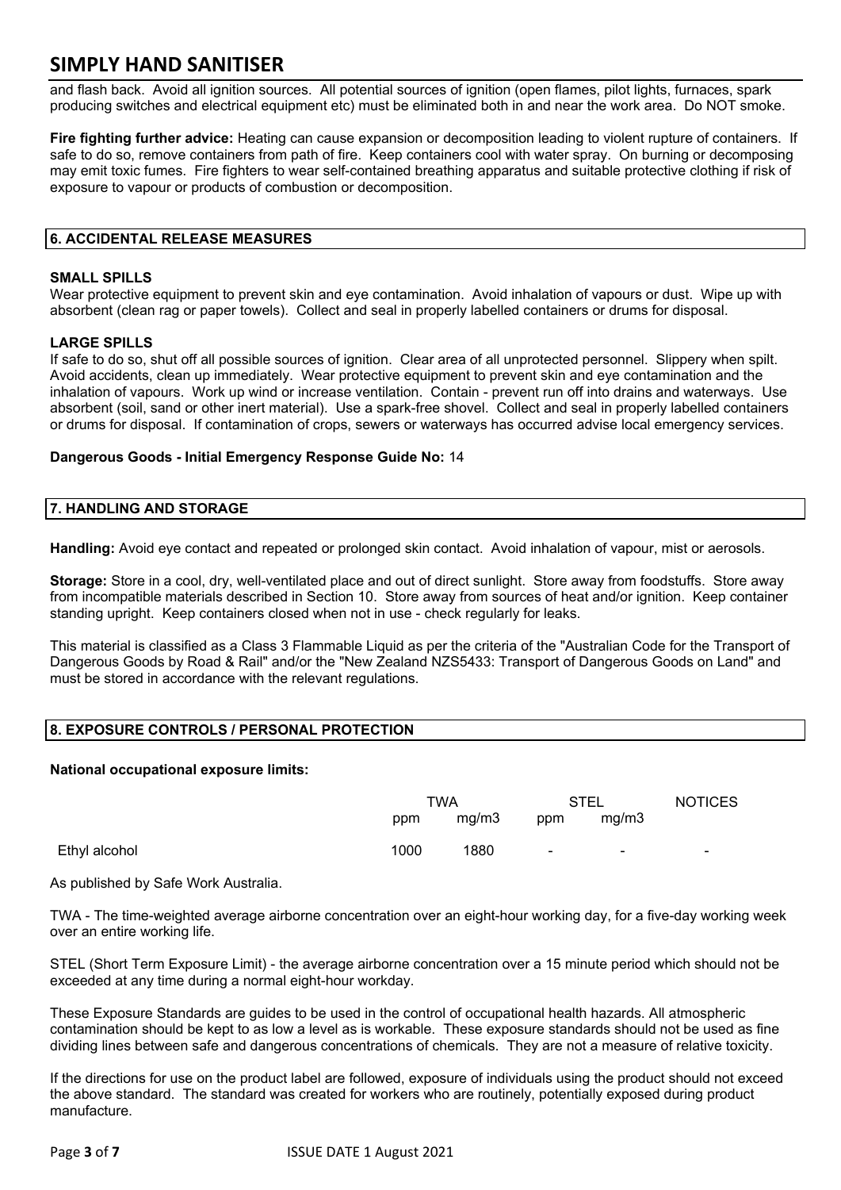and flash back. Avoid all ignition sources. All potential sources of ignition (open flames, pilot lights, furnaces, spark producing switches and electrical equipment etc) must be eliminated both in and near the work area. Do NOT smoke.

**Fire fighting further advice:** Heating can cause expansion or decomposition leading to violent rupture of containers. If safe to do so, remove containers from path of fire. Keep containers cool with water spray. On burning or decomposing may emit toxic fumes. Fire fighters to wear self-contained breathing apparatus and suitable protective clothing if risk of exposure to vapour or products of combustion or decomposition.

## 6. ACCIDENTAL RELEASE MEASURES

### SMALL SPILLS

Wear protective equipment to prevent skin and eye contamination. Avoid inhalation of vapours or dust. Wipe up with absorbent (clean rag or paper towels). Collect and seal in properly labelled containers or drums for disposal.

### LARGE SPILLS

If safe to do so, shut off all possible sources of ignition. Clear area of all unprotected personnel. Slippery when spilt. Avoid accidents, clean up immediately. Wear protective equipment to prevent skin and eye contamination and the inhalation of vapours. Work up wind or increase ventilation. Contain - prevent run off into drains and waterways. Use absorbent (soil, sand or other inert material). Use a spark-free shovel. Collect and seal in properly labelled containers or drums for disposal. If contamination of crops, sewers or waterways has occurred advise local emergency services.

**Dangerous Goods - Initial Emergency Response Guide No:** 14

## 7. HANDLING AND STORAGE

**Handling:** Avoid eye contact and repeated or prolonged skin contact. Avoid inhalation of vapour, mist or aerosols.

**Storage:** Store in a cool, dry, well-ventilated place and out of direct sunlight. Store away from foodstuffs. Store away from incompatible materials described in Section 10. Store away from sources of heat and/or ignition. Keep container standing upright. Keep containers closed when not in use - check regularly for leaks.

This material is classified as a Class 3 Flammable Liquid as per the criteria of the "Australian Code for the Transport of Dangerous Goods by Road & Rail" and/or the "New Zealand NZS5433: Transport of Dangerous Goods on Land" and must be stored in accordance with the relevant regulations.

## 8. EXPOSURE CONTROLS / PERSONAL PROTECTION

**National occupational exposure limits:**

| | TWA | | STEL | | NOTICES |
|---|---|---|---|---|---|
| | ppm | mg/m3 | ppm | mg/m3 | |
| Ethyl alcohol | 1000 | 1880 | - | - | - |

As published by Safe Work Australia.

TWA - The time-weighted average airborne concentration over an eight-hour working day, for a five-day working week over an entire working life.

STEL (Short Term Exposure Limit) - the average airborne concentration over a 15 minute period which should not be exceeded at any time during a normal eight-hour workday.

These Exposure Standards are guides to be used in the control of occupational health hazards. All atmospheric contamination should be kept to as low a level as is workable. These exposure standards should not be used as fine dividing lines between safe and dangerous concentrations of chemicals. They are not a measure of relative toxicity.

If the directions for use on the product label are followed, exposure of individuals using the product should not exceed the above standard. The standard was created for workers who are routinely, potentially exposed during product manufacture.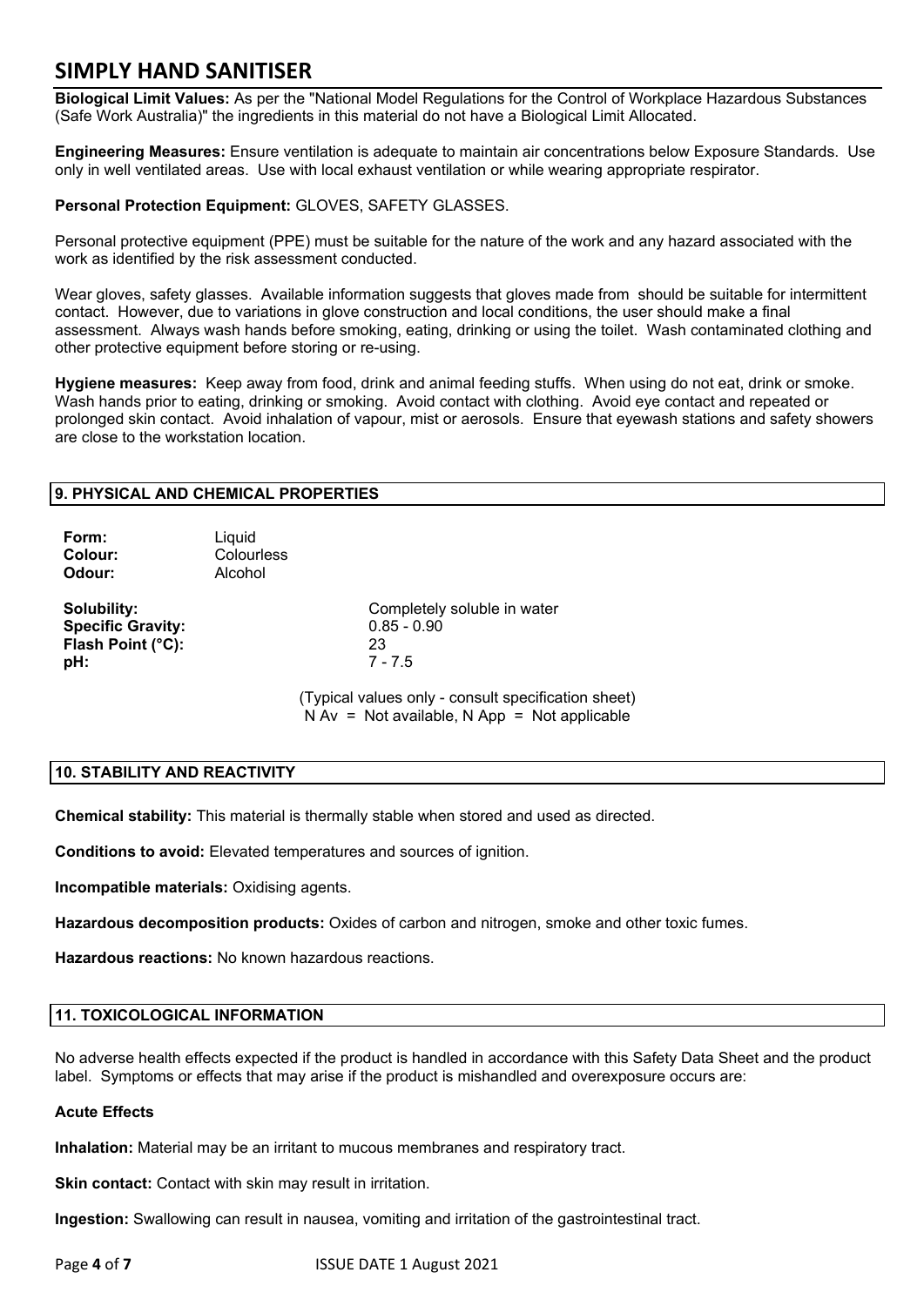**Biological Limit Values:** As per the "National Model Regulations for the Control of Workplace Hazardous Substances (Safe Work Australia)" the ingredients in this material do not have a Biological Limit Allocated.

**Engineering Measures:** Ensure ventilation is adequate to maintain air concentrations below Exposure Standards. Use only in well ventilated areas. Use with local exhaust ventilation or while wearing appropriate respirator.

**Personal Protection Equipment:** GLOVES, SAFETY GLASSES.

Personal protective equipment (PPE) must be suitable for the nature of the work and any hazard associated with the work as identified by the risk assessment conducted.

Wear gloves, safety glasses. Available information suggests that gloves made from should be suitable for intermittent contact. However, due to variations in glove construction and local conditions, the user should make a final assessment. Always wash hands before smoking, eating, drinking or using the toilet. Wash contaminated clothing and other protective equipment before storing or re-using.

**Hygiene measures:** Keep away from food, drink and animal feeding stuffs. When using do not eat, drink or smoke. Wash hands prior to eating, drinking or smoking. Avoid contact with clothing. Avoid eye contact and repeated or prolonged skin contact. Avoid inhalation of vapour, mist or aerosols. Ensure that eyewash stations and safety showers are close to the workstation location.

## 9. PHYSICAL AND CHEMICAL PROPERTIES

**Form:** Liquid
**Colour:** Colourless
**Odour:** Alcohol

**Solubility:** Completely soluble in water
**Specific Gravity:** 0.85 - 0.90
**Flash Point (°C):** 23
**pH:** 7 - 7.5

(Typical values only - consult specification sheet)
N Av = Not available, N App = Not applicable

## 10. STABILITY AND REACTIVITY

**Chemical stability:** This material is thermally stable when stored and used as directed.

**Conditions to avoid:** Elevated temperatures and sources of ignition.

**Incompatible materials:** Oxidising agents.

**Hazardous decomposition products:** Oxides of carbon and nitrogen, smoke and other toxic fumes.

**Hazardous reactions:** No known hazardous reactions.

## 11. TOXICOLOGICAL INFORMATION

No adverse health effects expected if the product is handled in accordance with this Safety Data Sheet and the product label. Symptoms or effects that may arise if the product is mishandled and overexposure occurs are:

**Acute Effects**

**Inhalation:** Material may be an irritant to mucous membranes and respiratory tract.

**Skin contact:** Contact with skin may result in irritation.

**Ingestion:** Swallowing can result in nausea, vomiting and irritation of the gastrointestinal tract.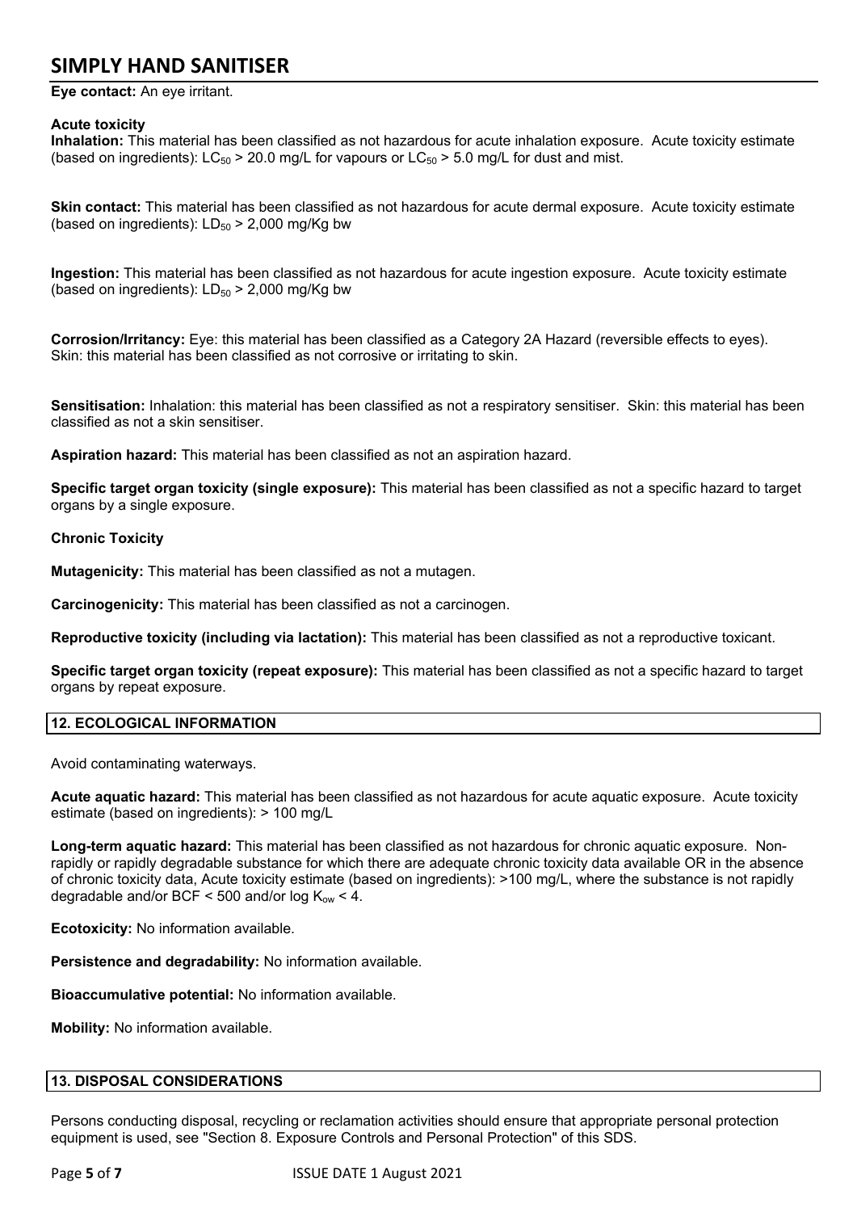**Eye contact:** An eye irritant.

**Acute toxicity**

**Inhalation:** This material has been classified as not hazardous for acute inhalation exposure. Acute toxicity estimate (based on ingredients): $LC_{50}$ > 20.0 mg/L for vapours or $LC_{50}$ > 5.0 mg/L for dust and mist.

**Skin contact:** This material has been classified as not hazardous for acute dermal exposure. Acute toxicity estimate (based on ingredients): $LD_{50}$ > 2,000 mg/Kg bw

**Ingestion:** This material has been classified as not hazardous for acute ingestion exposure. Acute toxicity estimate (based on ingredients): $LD_{50}$ > 2,000 mg/Kg bw

**Corrosion/Irritancy:** Eye: this material has been classified as a Category 2A Hazard (reversible effects to eyes). Skin: this material has been classified as not corrosive or irritating to skin.

**Sensitisation:** Inhalation: this material has been classified as not a respiratory sensitiser. Skin: this material has been classified as not a skin sensitiser.

**Aspiration hazard:** This material has been classified as not an aspiration hazard.

**Specific target organ toxicity (single exposure):** This material has been classified as not a specific hazard to target organs by a single exposure.

**Chronic Toxicity**

**Mutagenicity:** This material has been classified as not a mutagen.

**Carcinogenicity:** This material has been classified as not a carcinogen.

**Reproductive toxicity (including via lactation):** This material has been classified as not a reproductive toxicant.

**Specific target organ toxicity (repeat exposure):** This material has been classified as not a specific hazard to target organs by repeat exposure.

## 12. ECOLOGICAL INFORMATION

Avoid contaminating waterways.

**Acute aquatic hazard:** This material has been classified as not hazardous for acute aquatic exposure. Acute toxicity estimate (based on ingredients): > 100 mg/L

**Long-term aquatic hazard:** This material has been classified as not hazardous for chronic aquatic exposure. Non-rapidly or rapidly degradable substance for which there are adequate chronic toxicity data available OR in the absence of chronic toxicity data, Acute toxicity estimate (based on ingredients): >100 mg/L, where the substance is not rapidly degradable and/or BCF < 500 and/or log $K_{ow}$ < 4.

**Ecotoxicity:** No information available.

**Persistence and degradability:** No information available.

**Bioaccumulative potential:** No information available.

**Mobility:** No information available.

## 13. DISPOSAL CONSIDERATIONS

Persons conducting disposal, recycling or reclamation activities should ensure that appropriate personal protection equipment is used, see "Section 8. Exposure Controls and Personal Protection" of this SDS.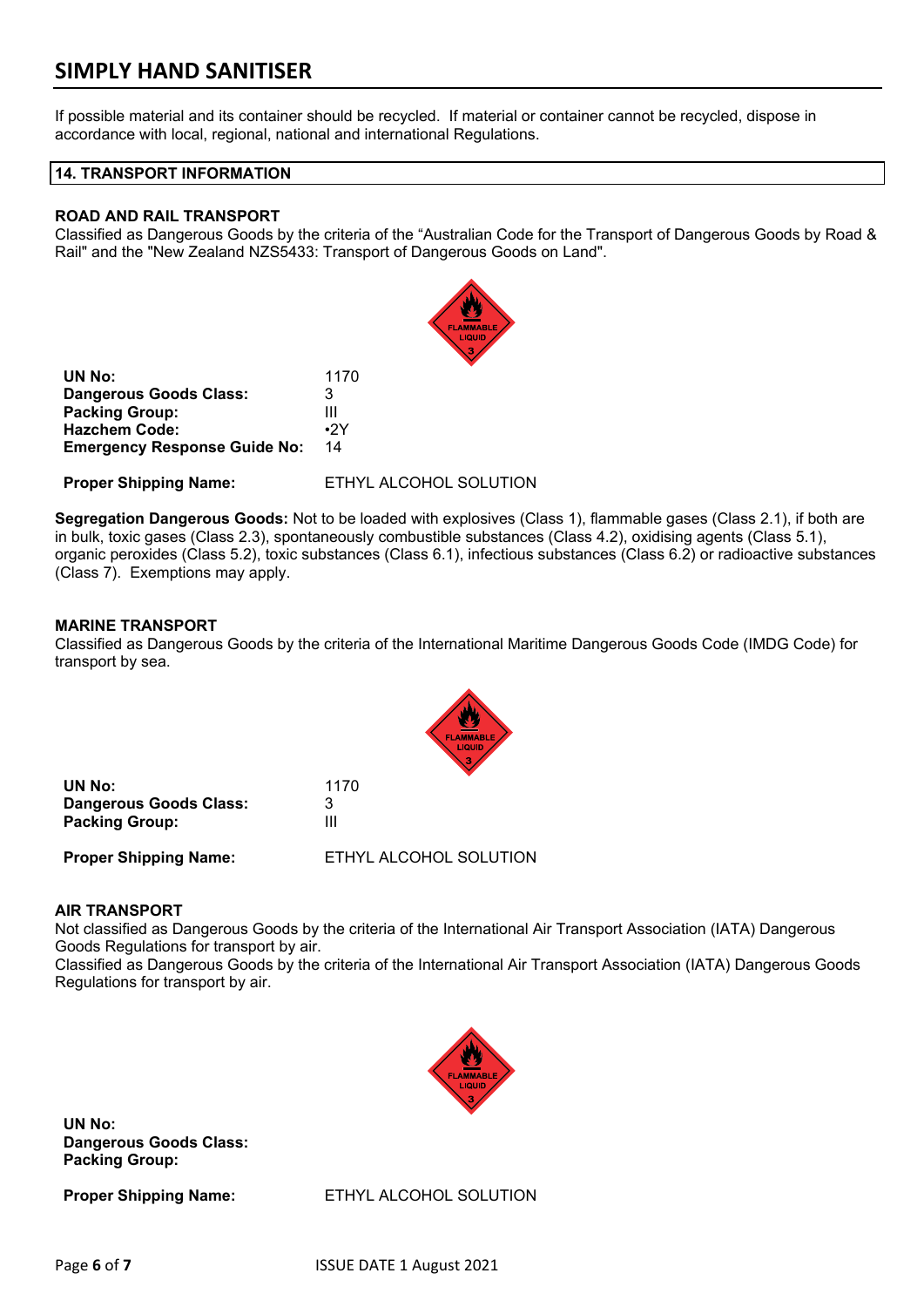If possible material and its container should be recycled. If material or container cannot be recycled, dispose in accordance with local, regional, national and international Regulations.

## 14. TRANSPORT INFORMATION

### ROAD AND RAIL TRANSPORT

Classified as Dangerous Goods by the criteria of the "Australian Code for the Transport of Dangerous Goods by Road & Rail" and the "New Zealand NZS5433: Transport of Dangerous Goods on Land".

| | |
|---|---|
| **UN No:** | 1170 |
| **Dangerous Goods Class:** | 3 |
| **Packing Group:** | III |
| **Hazchem Code:** | •2Y |
| **Emergency Response Guide No:** | 14 |
| **Proper Shipping Name:** | ETHYL ALCOHOL SOLUTION |

**Segregation Dangerous Goods:** Not to be loaded with explosives (Class 1), flammable gases (Class 2.1), if both are in bulk, toxic gases (Class 2.3), spontaneously combustible substances (Class 4.2), oxidising agents (Class 5.1), organic peroxides (Class 5.2), toxic substances (Class 6.1), infectious substances (Class 6.2) or radioactive substances (Class 7). Exemptions may apply.

### MARINE TRANSPORT

Classified as Dangerous Goods by the criteria of the International Maritime Dangerous Goods Code (IMDG Code) for transport by sea.

| | |
|---|---|
| **UN No:** | 1170 |
| **Dangerous Goods Class:** | 3 |
| **Packing Group:** | III |
| **Proper Shipping Name:** | ETHYL ALCOHOL SOLUTION |

### AIR TRANSPORT

Not classified as Dangerous Goods by the criteria of the International Air Transport Association (IATA) Dangerous Goods Regulations for transport by air.
Classified as Dangerous Goods by the criteria of the International Air Transport Association (IATA) Dangerous Goods Regulations for transport by air.

| | |
|---|---|
| **UN No:** | |
| **Dangerous Goods Class:** | |
| **Packing Group:** | |
| **Proper Shipping Name:** | ETHYL ALCOHOL SOLUTION |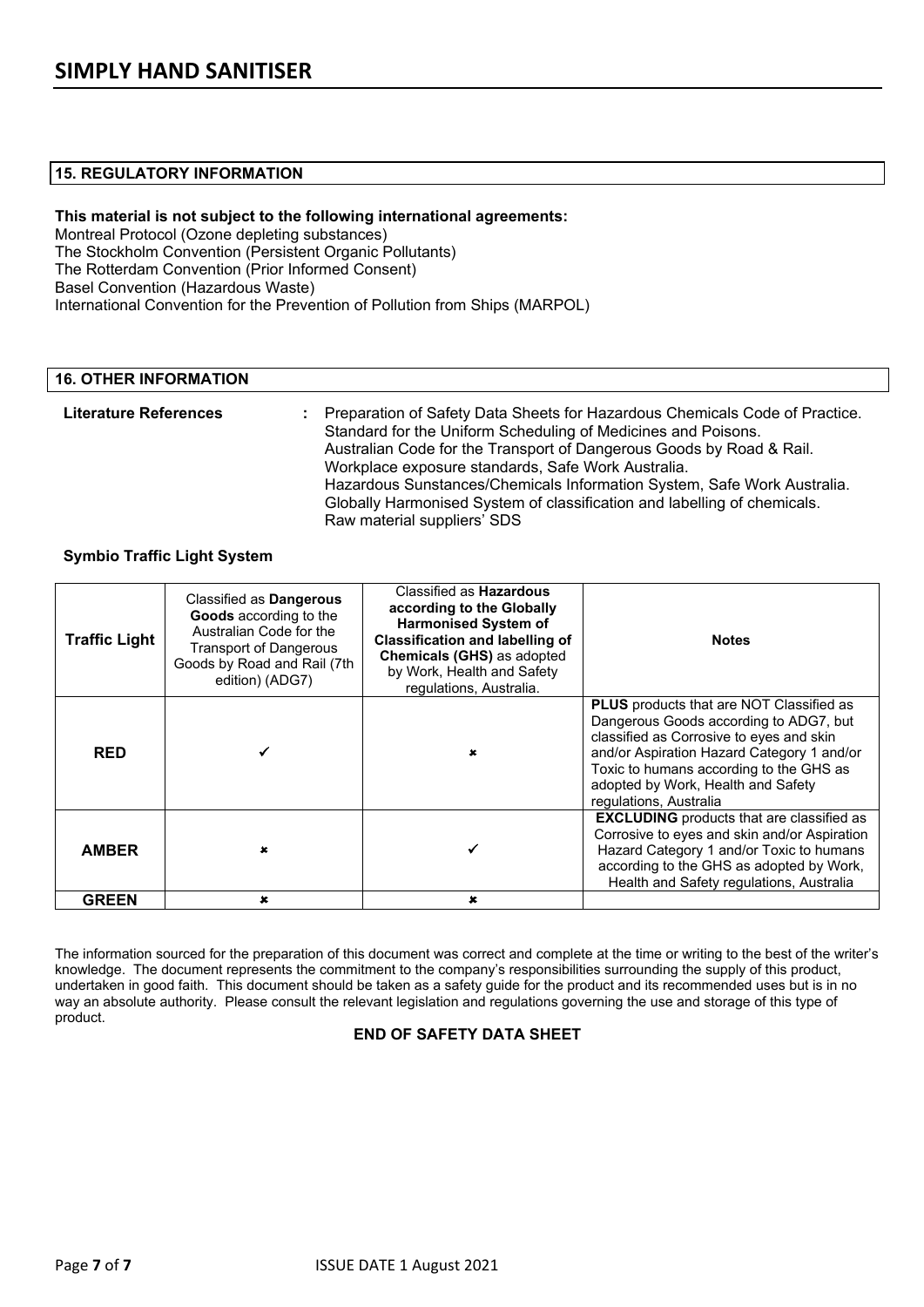## 15. REGULATORY INFORMATION

**This material is not subject to the following international agreements:**
Montreal Protocol (Ozone depleting substances)
The Stockholm Convention (Persistent Organic Pollutants)
The Rotterdam Convention (Prior Informed Consent)
Basel Convention (Hazardous Waste)
International Convention for the Prevention of Pollution from Ships (MARPOL)

## 16. OTHER INFORMATION

**Literature References** : Preparation of Safety Data Sheets for Hazardous Chemicals Code of Practice.
Standard for the Uniform Scheduling of Medicines and Poisons.
Australian Code for the Transport of Dangerous Goods by Road & Rail.
Workplace exposure standards, Safe Work Australia.
Hazardous Sunstances/Chemicals Information System, Safe Work Australia.
Globally Harmonised System of classification and labelling of chemicals.
Raw material suppliers' SDS

**Symbio Traffic Light System**

| Traffic Light | Classified as **Dangerous Goods** according to the Australian Code for the Transport of Dangerous Goods by Road and Rail (7th edition) (ADG7) | Classified as **Hazardous according to the Globally Harmonised System of Classification and labelling of Chemicals (GHS)** as adopted by Work, Health and Safety regulations, Australia. | Notes |
|---|---|---|---|
| **RED** | ✓ | ✗ | **PLUS** products that are NOT Classified as Dangerous Goods according to ADG7, but classified as Corrosive to eyes and skin and/or Aspiration Hazard Category 1 and/or Toxic to humans according to the GHS as adopted by Work, Health and Safety regulations, Australia |
| **AMBER** | ✗ | ✓ | **EXCLUDING** products that are classified as Corrosive to eyes and skin and/or Aspiration Hazard Category 1 and/or Toxic to humans according to the GHS as adopted by Work, Health and Safety regulations, Australia |
| **GREEN** | ✗ | ✗ | |

The information sourced for the preparation of this document was correct and complete at the time or writing to the best of the writer's knowledge. The document represents the commitment to the company's responsibilities surrounding the supply of this product, undertaken in good faith. This document should be taken as a safety guide for the product and its recommended uses but is in no way an absolute authority. Please consult the relevant legislation and regulations governing the use and storage of this type of product.

**END OF SAFETY DATA SHEET**